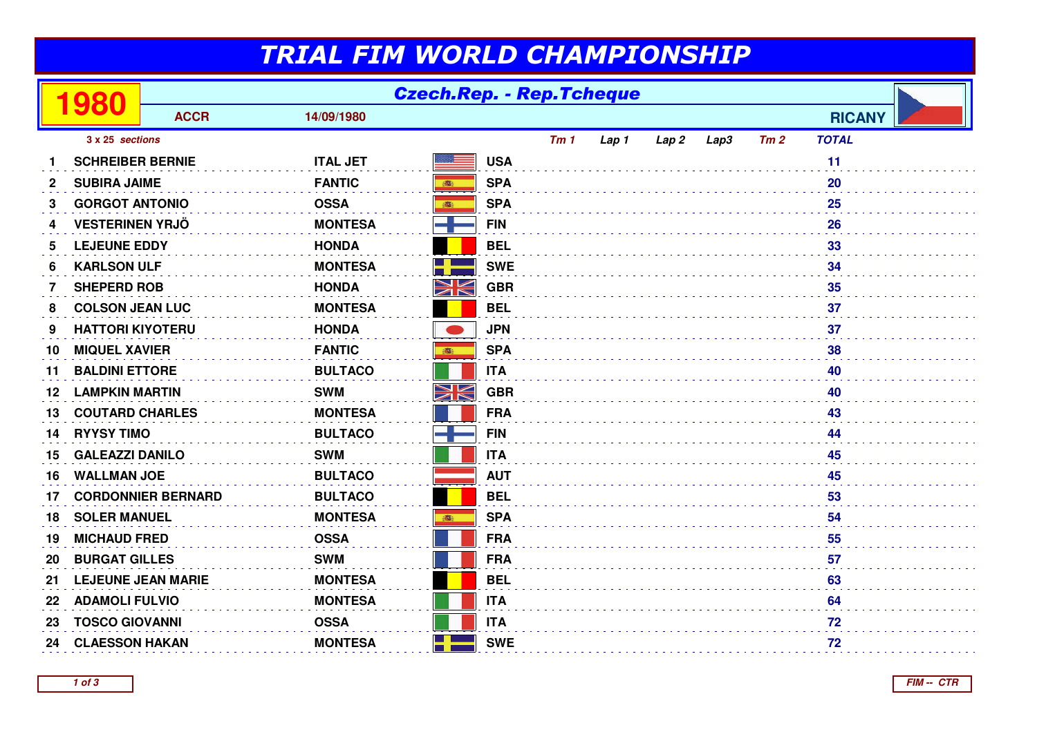# TRIAL FIM WORLD CHAMPIONSHIP

## 1980

**Czech.Rep. - Rep.Tcheque**

**ACCR** **14/09/1980** **RICANY**

*3 x 25 sections*

| | | | | Tm 1 | Lap 1 | Lap 2 | Lap3 | Tm 2 | TOTAL |
|---|---|---|---|---|---|---|---|---|---|
| 1 | SCHREIBER BERNIE | ITAL JET | USA | | | | | | 11 |
| 2 | SUBIRA JAIME | FANTIC | SPA | | | | | | 20 |
| 3 | GORGOT ANTONIO | OSSA | SPA | | | | | | 25 |
| 4 | VESTERINEN YRJÖ | MONTESA | FIN | | | | | | 26 |
| 5 | LEJEUNE EDDY | HONDA | BEL | | | | | | 33 |
| 6 | KARLSON ULF | MONTESA | SWE | | | | | | 34 |
| 7 | SHEPERD ROB | HONDA | GBR | | | | | | 35 |
| 8 | COLSON JEAN LUC | MONTESA | BEL | | | | | | 37 |
| 9 | HATTORI KIYOTERU | HONDA | JPN | | | | | | 37 |
| 10 | MIQUEL XAVIER | FANTIC | SPA | | | | | | 38 |
| 11 | BALDINI ETTORE | BULTACO | ITA | | | | | | 40 |
| 12 | LAMPKIN MARTIN | SWM | GBR | | | | | | 40 |
| 13 | COUTARD CHARLES | MONTESA | FRA | | | | | | 43 |
| 14 | RYYSY TIMO | BULTACO | FIN | | | | | | 44 |
| 15 | GALEAZZI DANILO | SWM | ITA | | | | | | 45 |
| 16 | WALLMAN JOE | BULTACO | AUT | | | | | | 45 |
| 17 | CORDONNIER BERNARD | BULTACO | BEL | | | | | | 53 |
| 18 | SOLER MANUEL | MONTESA | SPA | | | | | | 54 |
| 19 | MICHAUD FRED | OSSA | FRA | | | | | | 55 |
| 20 | BURGAT GILLES | SWM | FRA | | | | | | 57 |
| 21 | LEJEUNE JEAN MARIE | MONTESA | BEL | | | | | | 63 |
| 22 | ADAMOLI FULVIO | MONTESA | ITA | | | | | | 64 |
| 23 | TOSCO GIOVANNI | OSSA | ITA | | | | | | 72 |
| 24 | CLAESSON HAKAN | MONTESA | SWE | | | | | | 72 |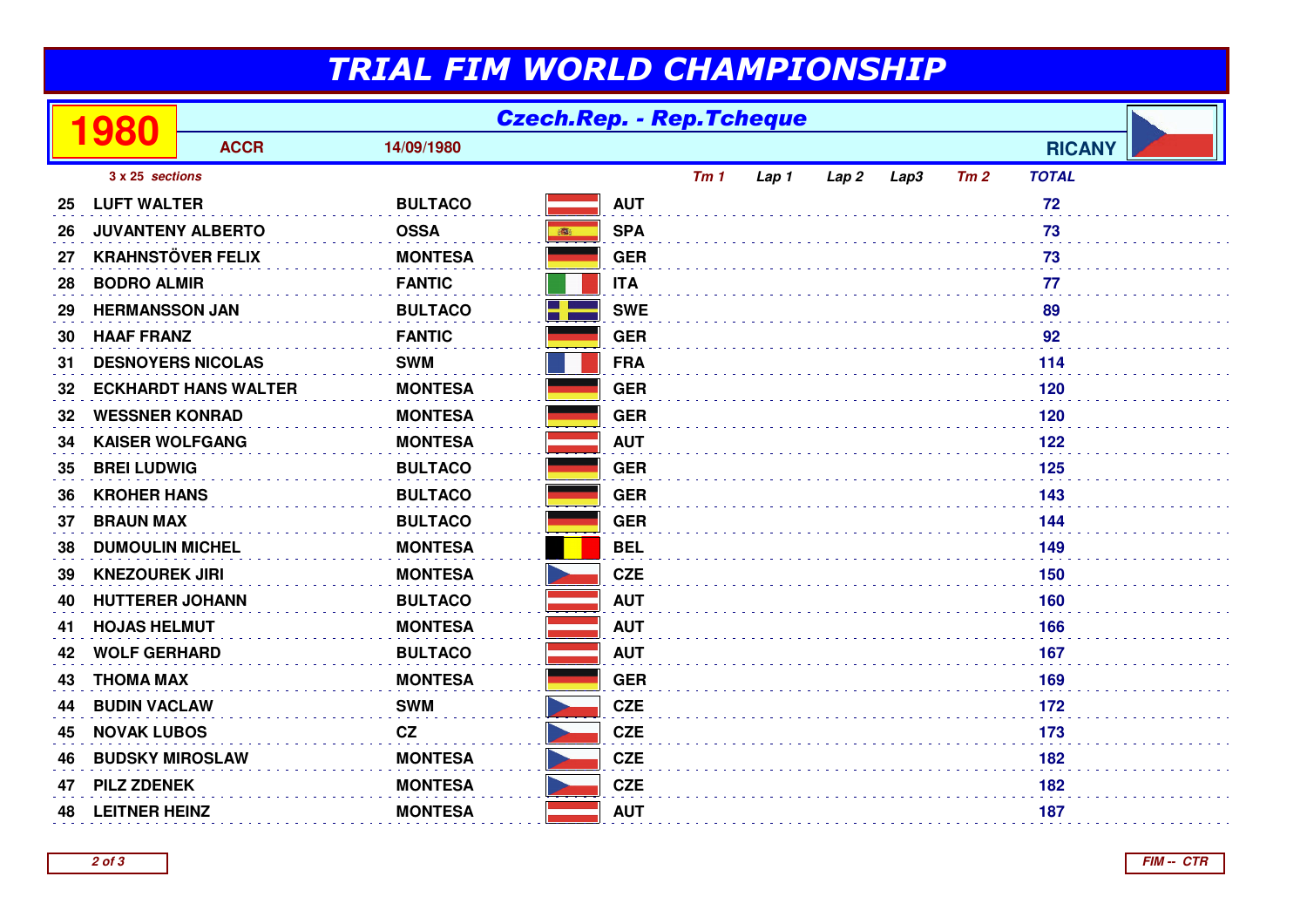# TRIAL FIM WORLD CHAMPIONSHIP

## 1980 — Czech.Rep. - Rep.Tcheque

**ACCR** 14/09/1980 **RICANY**

*3 x 25 sections*

| | | | | *Tm 1* | *Lap 1* | *Lap 2* | *Lap3* | *Tm 2* | *TOTAL* |
|---|---|---|---|---|---|---|---|---|---|
| 25 | LUFT WALTER | BULTACO | AUT | | | | | | 72 |
| 26 | JUVANTENY ALBERTO | OSSA | SPA | | | | | | 73 |
| 27 | KRAHNSTÖVER FELIX | MONTESA | GER | | | | | | 73 |
| 28 | BODRO ALMIR | FANTIC | ITA | | | | | | 77 |
| 29 | HERMANSSON JAN | BULTACO | SWE | | | | | | 89 |
| 30 | HAAF FRANZ | FANTIC | GER | | | | | | 92 |
| 31 | DESNOYERS NICOLAS | SWM | FRA | | | | | | 114 |
| 32 | ECKHARDT HANS WALTER | MONTESA | GER | | | | | | 120 |
| 32 | WESSNER KONRAD | MONTESA | GER | | | | | | 120 |
| 34 | KAISER WOLFGANG | MONTESA | AUT | | | | | | 122 |
| 35 | BREI LUDWIG | BULTACO | GER | | | | | | 125 |
| 36 | KROHER HANS | BULTACO | GER | | | | | | 143 |
| 37 | BRAUN MAX | BULTACO | GER | | | | | | 144 |
| 38 | DUMOULIN MICHEL | MONTESA | BEL | | | | | | 149 |
| 39 | KNEZOUREK JIRI | MONTESA | CZE | | | | | | 150 |
| 40 | HUTTERER JOHANN | BULTACO | AUT | | | | | | 160 |
| 41 | HOJAS HELMUT | MONTESA | AUT | | | | | | 166 |
| 42 | WOLF GERHARD | BULTACO | AUT | | | | | | 167 |
| 43 | THOMA MAX | MONTESA | GER | | | | | | 169 |
| 44 | BUDIN VACLAW | SWM | CZE | | | | | | 172 |
| 45 | NOVAK LUBOS | CZ | CZE | | | | | | 173 |
| 46 | BUDSKY MIROSLAW | MONTESA | CZE | | | | | | 182 |
| 47 | PILZ ZDENEK | MONTESA | CZE | | | | | | 182 |
| 48 | LEITNER HEINZ | MONTESA | AUT | | | | | | 187 |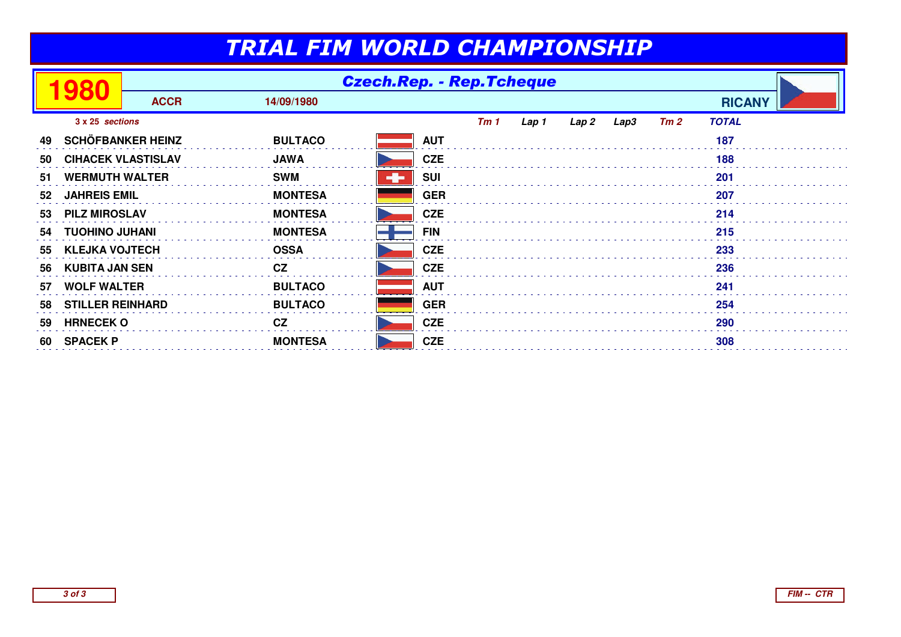# TRIAL FIM WORLD CHAMPIONSHIP

## 1980

**Czech.Rep. - Rep.Tcheque**

**ACCR** **14/09/1980** **RICANY**

*3 x 25 sections*

| | | | | Tm 1 | Lap 1 | Lap 2 | Lap3 | Tm 2 | TOTAL |
|---|---|---|---|---|---|---|---|---|---|
| 49 | SCHÖFBANKER HEINZ | BULTACO | AUT | | | | | | 187 |
| 50 | CIHACEK VLASTISLAV | JAWA | CZE | | | | | | 188 |
| 51 | WERMUTH WALTER | SWM | SUI | | | | | | 201 |
| 52 | JAHREIS EMIL | MONTESA | GER | | | | | | 207 |
| 53 | PILZ MIROSLAV | MONTESA | CZE | | | | | | 214 |
| 54 | TUOHINO JUHANI | MONTESA | FIN | | | | | | 215 |
| 55 | KLEJKA VOJTECH | OSSA | CZE | | | | | | 233 |
| 56 | KUBITA JAN SEN | CZ | CZE | | | | | | 236 |
| 57 | WOLF WALTER | BULTACO | AUT | | | | | | 241 |
| 58 | STILLER REINHARD | BULTACO | GER | | | | | | 254 |
| 59 | HRNECEK O | CZ | CZE | | | | | | 290 |
| 60 | SPACEK P | MONTESA | CZE | | | | | | 308 |

FIM -- CTR